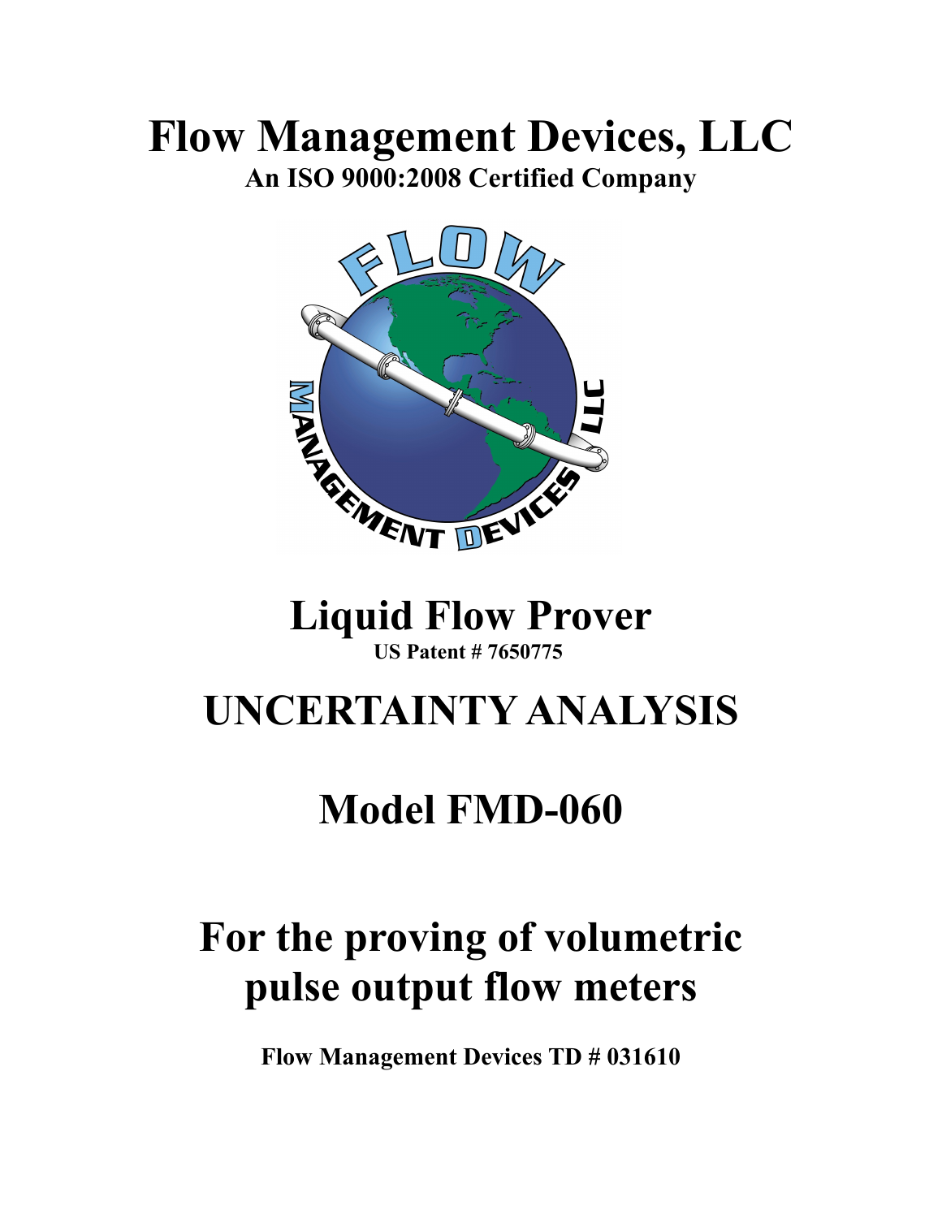# Flow Management Devices, LLC

**An ISO 9000:2008 Certified Company**

# Liquid Flow Prover

**US Patent # 7650775**

# UNCERTAINTY ANALYSIS

# Model FMD-060

# For the proving of volumetric pulse output flow meters

**Flow Management Devices TD # 031610**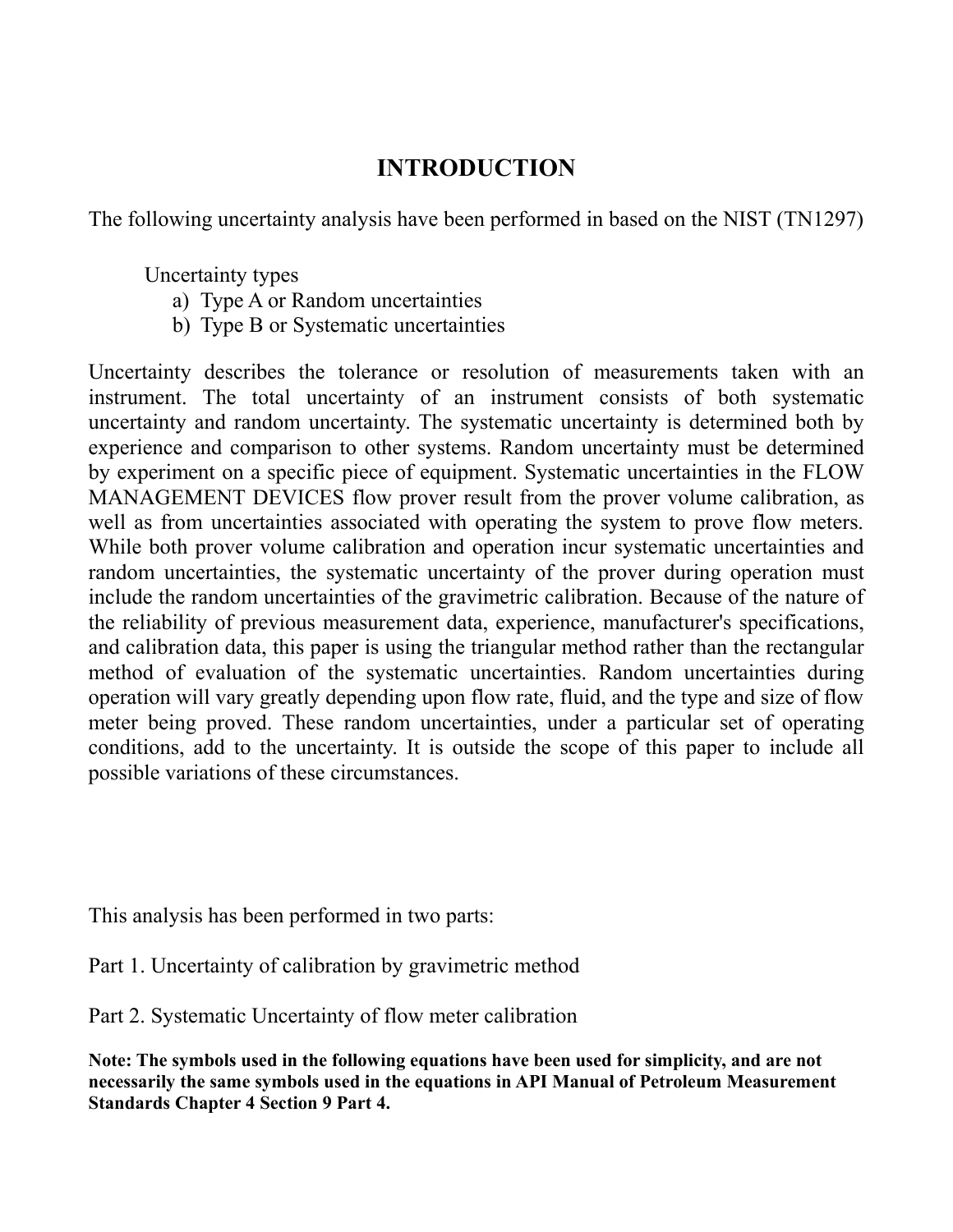# INTRODUCTION

The following uncertainty analysis have been performed in based on the NIST (TN1297)

Uncertainty types

a) Type A or Random uncertainties
b) Type B or Systematic uncertainties

Uncertainty describes the tolerance or resolution of measurements taken with an instrument. The total uncertainty of an instrument consists of both systematic uncertainty and random uncertainty. The systematic uncertainty is determined both by experience and comparison to other systems. Random uncertainty must be determined by experiment on a specific piece of equipment. Systematic uncertainties in the FLOW MANAGEMENT DEVICES flow prover result from the prover volume calibration, as well as from uncertainties associated with operating the system to prove flow meters. While both prover volume calibration and operation incur systematic uncertainties and random uncertainties, the systematic uncertainty of the prover during operation must include the random uncertainties of the gravimetric calibration. Because of the nature of the reliability of previous measurement data, experience, manufacturer's specifications, and calibration data, this paper is using the triangular method rather than the rectangular method of evaluation of the systematic uncertainties. Random uncertainties during operation will vary greatly depending upon flow rate, fluid, and the type and size of flow meter being proved. These random uncertainties, under a particular set of operating conditions, add to the uncertainty. It is outside the scope of this paper to include all possible variations of these circumstances.

This analysis has been performed in two parts:

Part 1. Uncertainty of calibration by gravimetric method

Part 2. Systematic Uncertainty of flow meter calibration

**Note: The symbols used in the following equations have been used for simplicity, and are not necessarily the same symbols used in the equations in API Manual of Petroleum Measurement Standards Chapter 4 Section 9 Part 4.**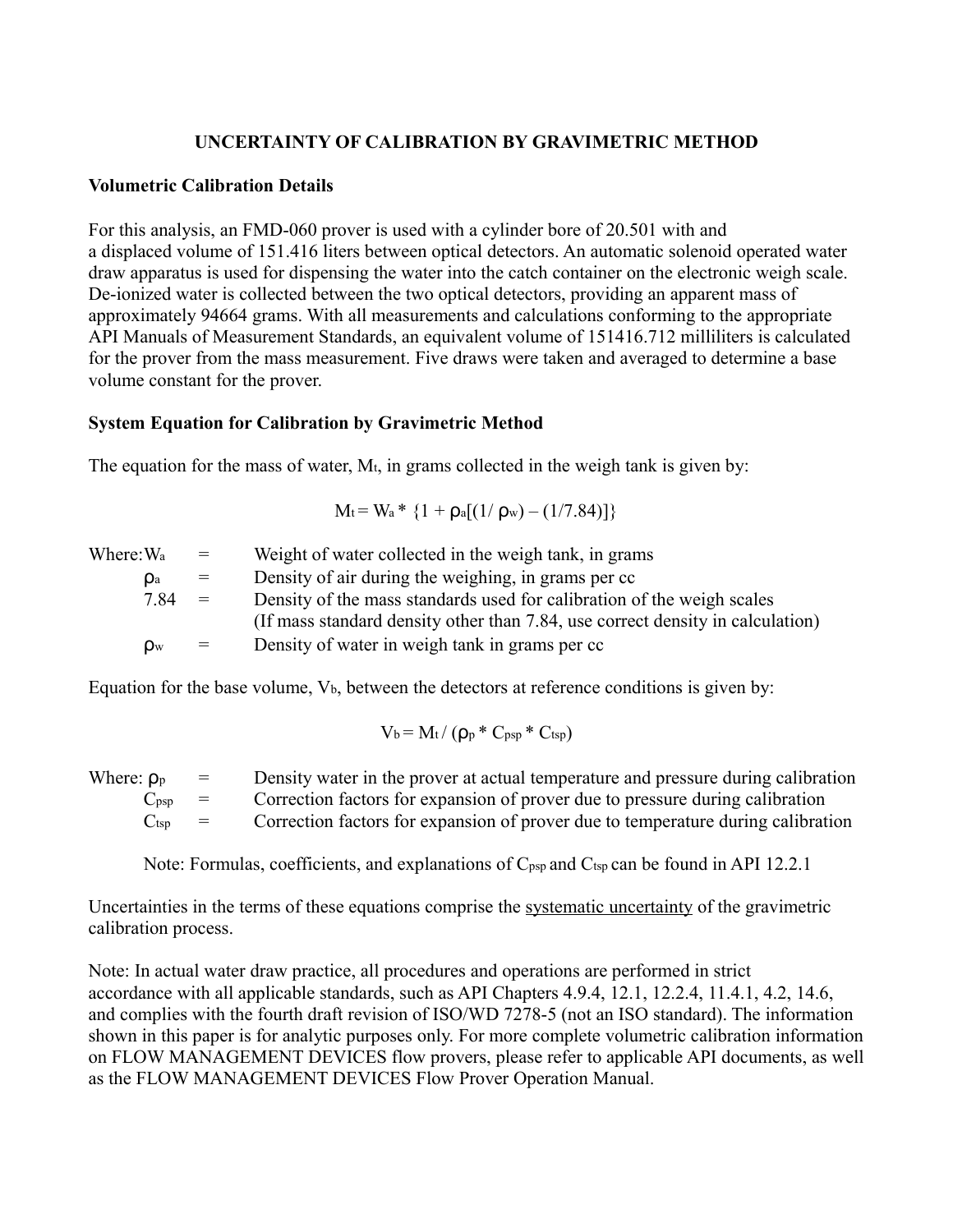# UNCERTAINTY OF CALIBRATION BY GRAVIMETRIC METHOD

**Volumetric Calibration Details**

For this analysis, an FMD-060 prover is used with a cylinder bore of 20.501 with and a displaced volume of 151.416 liters between optical detectors. An automatic solenoid operated water draw apparatus is used for dispensing the water into the catch container on the electronic weigh scale. De-ionized water is collected between the two optical detectors, providing an apparent mass of approximately 94664 grams. With all measurements and calculations conforming to the appropriate API Manuals of Measurement Standards, an equivalent volume of 151416.712 milliliters is calculated for the prover from the mass measurement. Five draws were taken and averaged to determine a base volume constant for the prover.

**System Equation for Calibration by Gravimetric Method**

The equation for the mass of water, $M_t$, in grams collected in the weigh tank is given by:

$$M_t = W_a * \{1 + \rho_a[(1/\rho_w) - (1/7.84)]\}$$

Where: $W_a$ = Weight of water collected in the weigh tank, in grams

$\rho_a$ = Density of air during the weighing, in grams per cc

7.84 = Density of the mass standards used for calibration of the weigh scales (If mass standard density other than 7.84, use correct density in calculation)

$\rho_w$ = Density of water in weigh tank in grams per cc

Equation for the base volume, $V_b$, between the detectors at reference conditions is given by:

$$V_b = M_t / (\rho_p * C_{psp} * C_{tsp})$$

Where: $\rho_p$ = Density water in the prover at actual temperature and pressure during calibration

$C_{psp}$ = Correction factors for expansion of prover due to pressure during calibration

$C_{tsp}$ = Correction factors for expansion of prover due to temperature during calibration

Note: Formulas, coefficients, and explanations of $C_{psp}$ and $C_{tsp}$ can be found in API 12.2.1

Uncertainties in the terms of these equations comprise the systematic uncertainty of the gravimetric calibration process.

Note: In actual water draw practice, all procedures and operations are performed in strict accordance with all applicable standards, such as API Chapters 4.9.4, 12.1, 12.2.4, 11.4.1, 4.2, 14.6, and complies with the fourth draft revision of ISO/WD 7278-5 (not an ISO standard). The information shown in this paper is for analytic purposes only. For more complete volumetric calibration information on FLOW MANAGEMENT DEVICES flow provers, please refer to applicable API documents, as well as the FLOW MANAGEMENT DEVICES Flow Prover Operation Manual.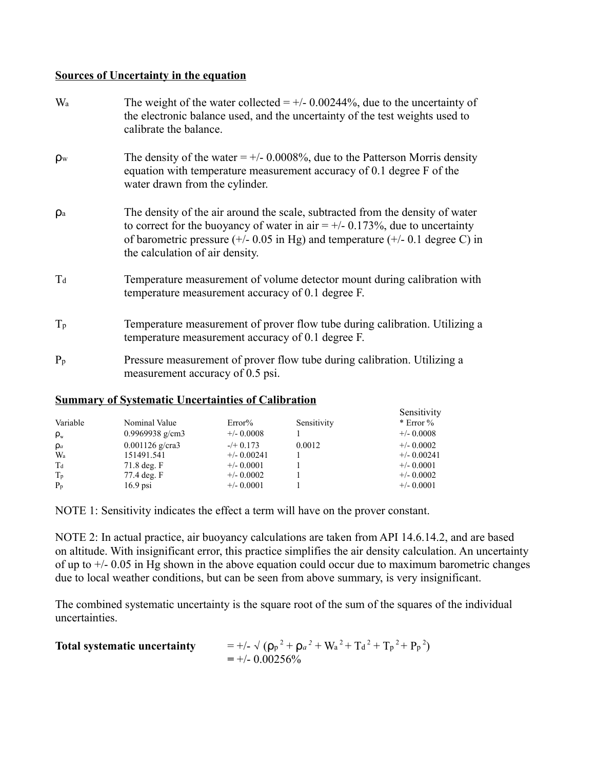**Sources of Uncertainty in the equation**

$W_a$ — The weight of the water collected = +/- 0.00244%, due to the uncertainty of the electronic balance used, and the uncertainty of the test weights used to calibrate the balance.

$\rho_w$ — The density of the water = +/- 0.0008%, due to the Patterson Morris density equation with temperature measurement accuracy of 0.1 degree F of the water drawn from the cylinder.

$\rho_a$ — The density of the air around the scale, subtracted from the density of water to correct for the buoyancy of water in air = +/- 0.173%, due to uncertainty of barometric pressure (+/- 0.05 in Hg) and temperature (+/- 0.1 degree C) in the calculation of air density.

$T_d$ — Temperature measurement of volume detector mount during calibration with temperature measurement accuracy of 0.1 degree F.

$T_p$ — Temperature measurement of prover flow tube during calibration. Utilizing a temperature measurement accuracy of 0.1 degree F.

$P_p$ — Pressure measurement of prover flow tube during calibration. Utilizing a measurement accuracy of 0.5 psi.

**Summary of Systematic Uncertainties of Calibration**

| Variable | Nominal Value | Error% | Sensitivity | Sensitivity * Error % |
|---|---|---|---|---|
| $\rho_w$ | 0.9969938 g/cm3 | +/- 0.0008 | 1 | +/- 0.0008 |
| $\rho_a$ | 0.001126 g/cra3 | -/+ 0.173 | 0.0012 | +/- 0.0002 |
| $W_a$ | 151491.541 | +/- 0.00241 | 1 | +/- 0.00241 |
| $T_d$ | 71.8 deg. F | +/- 0.0001 | 1 | +/- 0.0001 |
| $T_p$ | 77.4 deg. F | +/- 0.0002 | 1 | +/- 0.0002 |
| $P_p$ | 16.9 psi | +/- 0.0001 | 1 | +/- 0.0001 |

NOTE 1: Sensitivity indicates the effect a term will have on the prover constant.

NOTE 2: In actual practice, air buoyancy calculations are taken from API 14.6.14.2, and are based on altitude. With insignificant error, this practice simplifies the air density calculation. An uncertainty of up to +/- 0.05 in Hg shown in the above equation could occur due to maximum barometric changes due to local weather conditions, but can be seen from above summary, is very insignificant.

The combined systematic uncertainty is the square root of the sum of the squares of the individual uncertainties.

**Total systematic uncertainty** $= \pm\sqrt{(\rho_p{}^2 + \rho_a{}^2 + W_a{}^2 + T_d{}^2 + T_p{}^2 + P_p{}^2)}$

$= \pm\ 0.00256\%$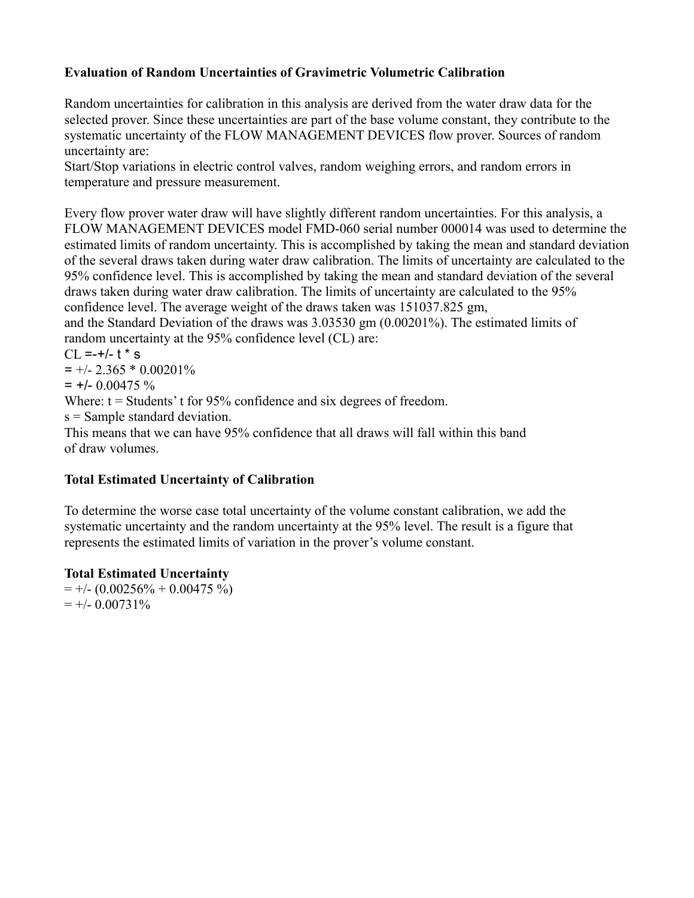**Evaluation of Random Uncertainties of Gravimetric Volumetric Calibration**

Random uncertainties for calibration in this analysis are derived from the water draw data for the selected prover. Since these uncertainties are part of the base volume constant, they contribute to the systematic uncertainty of the FLOW MANAGEMENT DEVICES flow prover. Sources of random uncertainty are:
Start/Stop variations in electric control valves, random weighing errors, and random errors in temperature and pressure measurement.

Every flow prover water draw will have slightly different random uncertainties. For this analysis, a FLOW MANAGEMENT DEVICES model FMD-060 serial number 000014 was used to determine the estimated limits of random uncertainty. This is accomplished by taking the mean and standard deviation of the several draws taken during water draw calibration. The limits of uncertainty are calculated to the 95% confidence level. This is accomplished by taking the mean and standard deviation of the several draws taken during water draw calibration. The limits of uncertainty are calculated to the 95% confidence level. The average weight of the draws taken was 151037.825 gm,
and the Standard Deviation of the draws was 3.03530 gm (0.00201%). The estimated limits of random uncertainty at the 95% confidence level (CL) are:

CL =-+/- t * s
= +/- 2.365 * 0.00201%
= +/- 0.00475 %

Where: t = Students' t for 95% confidence and six degrees of freedom.
s = Sample standard deviation.
This means that we can have 95% confidence that all draws will fall within this band of draw volumes.

**Total Estimated Uncertainty of Calibration**

To determine the worse case total uncertainty of the volume constant calibration, we add the systematic uncertainty and the random uncertainty at the 95% level. The result is a figure that represents the estimated limits of variation in the prover's volume constant.

**Total Estimated Uncertainty**
= +/- (0.00256% + 0.00475 %)
= +/- 0.00731%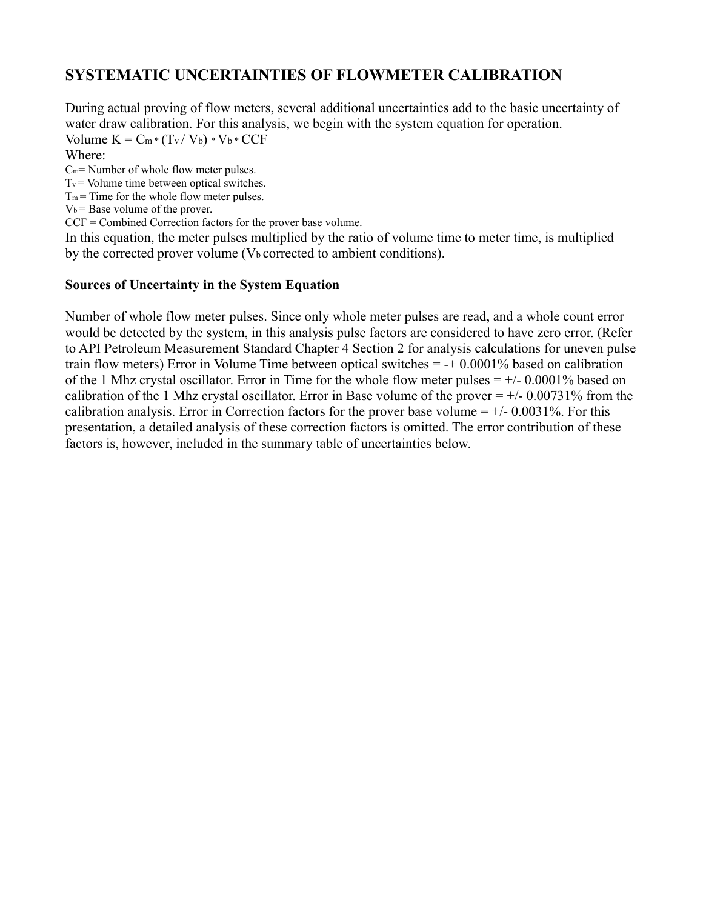## SYSTEMATIC UNCERTAINTIES OF FLOWMETER CALIBRATION

During actual proving of flow meters, several additional uncertainties add to the basic uncertainty of water draw calibration. For this analysis, we begin with the system equation for operation.

Volume $K = C_m * (T_v / V_b) * V_b * CCF$

Where:

$C_m$= Number of whole flow meter pulses.
$T_v$ = Volume time between optical switches.
$T_m$ = Time for the whole flow meter pulses.
$V_b$ = Base volume of the prover.
CCF = Combined Correction factors for the prover base volume.

In this equation, the meter pulses multiplied by the ratio of volume time to meter time, is multiplied by the corrected prover volume ($V_b$ corrected to ambient conditions).

### Sources of Uncertainty in the System Equation

Number of whole flow meter pulses. Since only whole meter pulses are read, and a whole count error would be detected by the system, in this analysis pulse factors are considered to have zero error. (Refer to API Petroleum Measurement Standard Chapter 4 Section 2 for analysis calculations for uneven pulse train flow meters) Error in Volume Time between optical switches = -+ 0.0001% based on calibration of the 1 Mhz crystal oscillator. Error in Time for the whole flow meter pulses = +/- 0.0001% based on calibration of the 1 Mhz crystal oscillator. Error in Base volume of the prover = +/- 0.00731% from the calibration analysis. Error in Correction factors for the prover base volume = +/- 0.0031%. For this presentation, a detailed analysis of these correction factors is omitted. The error contribution of these factors is, however, included in the summary table of uncertainties below.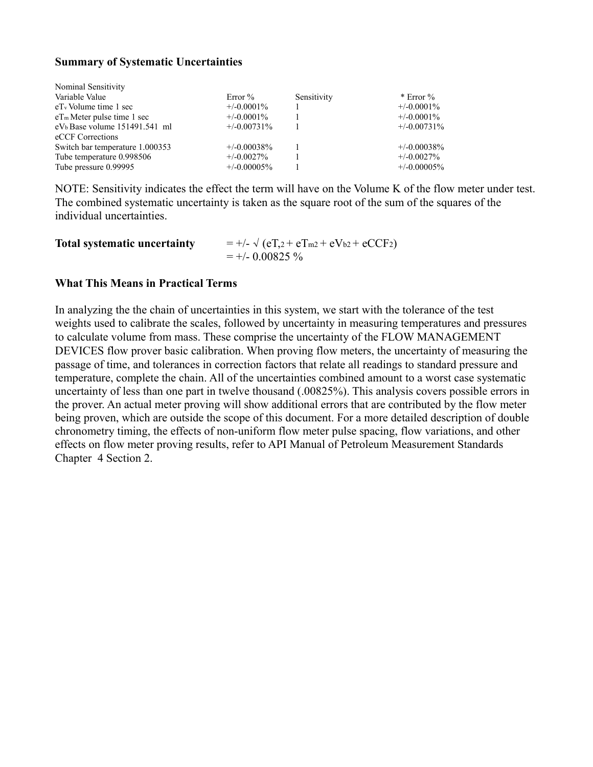**Summary of Systematic Uncertainties**

| Nominal Sensitivity Variable Value | Error % | Sensitivity | * Error % |
|---|---|---|---|
| $eT_v$ Volume time 1 sec | +/-0.0001% | 1 | +/-0.0001% |
| $eT_m$ Meter pulse time 1 sec | +/-0.0001% | 1 | +/-0.0001% |
| $eV_b$ Base volume 151491.541 ml | +/-0.00731% | 1 | +/-0.00731% |
| eCCF Corrections | | | |
| Switch bar temperature 1.000353 | +/-0.00038% | 1 | +/-0.00038% |
| Tube temperature 0.998506 | +/-0.0027% | 1 | +/-0.0027% |
| Tube pressure 0.99995 | +/-0.00005% | 1 | +/-0.00005% |

NOTE: Sensitivity indicates the effect the term will have on the Volume K of the flow meter under test. The combined systematic uncertainty is taken as the square root of the sum of the squares of the individual uncertainties.

**Total systematic uncertainty** $= \pm \sqrt{(eT_{v}^{2} + eT_{m}^{2} + eV_{b}^{2} + eCCF^{2})}$

$= \pm 0.00825\ \%$

**What This Means in Practical Terms**

In analyzing the the chain of uncertainties in this system, we start with the tolerance of the test weights used to calibrate the scales, followed by uncertainty in measuring temperatures and pressures to calculate volume from mass. These comprise the uncertainty of the FLOW MANAGEMENT DEVICES flow prover basic calibration. When proving flow meters, the uncertainty of measuring the passage of time, and tolerances in correction factors that relate all readings to standard pressure and temperature, complete the chain. All of the uncertainties combined amount to a worst case systematic uncertainty of less than one part in twelve thousand (.00825%). This analysis covers possible errors in the prover. An actual meter proving will show additional errors that are contributed by the flow meter being proven, which are outside the scope of this document. For a more detailed description of double chronometry timing, the effects of non-uniform flow meter pulse spacing, flow variations, and other effects on flow meter proving results, refer to API Manual of Petroleum Measurement Standards Chapter 4 Section 2.